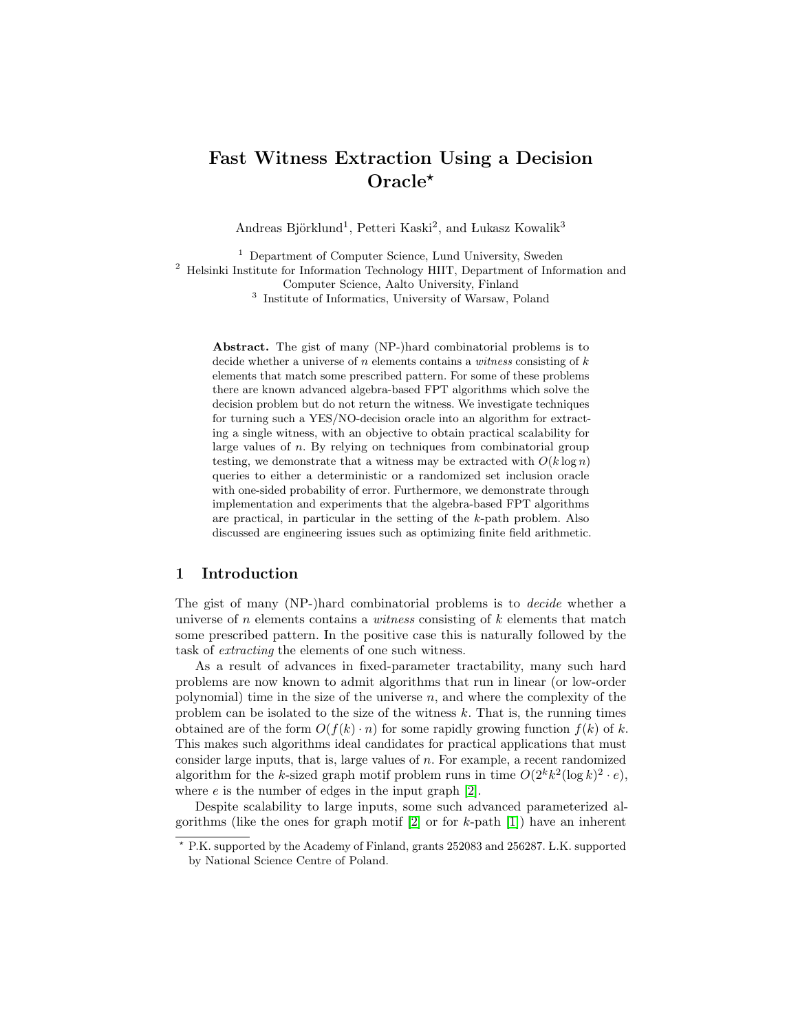# Fast Witness Extraction Using a Decision Oracle*

Andreas Björklund[1], Petteri Kaski[2], and Łukasz Kowalik[3]

[1] Department of Computer Science, Lund University, Sweden
[2] Helsinki Institute for Information Technology HIIT, Department of Information and Computer Science, Aalto University, Finland
[3] Institute of Informatics, University of Warsaw, Poland

**Abstract.** The gist of many (NP-)hard combinatorial problems is to decide whether a universe of $n$ elements contains a *witness* consisting of $k$ elements that match some prescribed pattern. For some of these problems there are known advanced algebra-based FPT algorithms which solve the decision problem but do not return the witness. We investigate techniques for turning such a YES/NO-decision oracle into an algorithm for extracting a single witness, with an objective to obtain practical scalability for large values of $n$. By relying on techniques from combinatorial group testing, we demonstrate that a witness may be extracted with $O(k \log n)$ queries to either a deterministic or a randomized set inclusion oracle with one-sided probability of error. Furthermore, we demonstrate through implementation and experiments that the algebra-based FPT algorithms are practical, in particular in the setting of the $k$-path problem. Also discussed are engineering issues such as optimizing finite field arithmetic.

## 1 Introduction

The gist of many (NP-)hard combinatorial problems is to *decide* whether a universe of $n$ elements contains a *witness* consisting of $k$ elements that match some prescribed pattern. In the positive case this is naturally followed by the task of *extracting* the elements of one such witness.

As a result of advances in fixed-parameter tractability, many such hard problems are now known to admit algorithms that run in linear (or low-order polynomial) time in the size of the universe $n$, and where the complexity of the problem can be isolated to the size of the witness $k$. That is, the running times obtained are of the form $O(f(k) \cdot n)$ for some rapidly growing function $f(k)$ of $k$. This makes such algorithms ideal candidates for practical applications that must consider large inputs, that is, large values of $n$. For example, a recent randomized algorithm for the $k$-sized graph motif problem runs in time $O(2^k k^2 (\log k)^2 \cdot e)$, where $e$ is the number of edges in the input graph [2].

Despite scalability to large inputs, some such advanced parameterized algorithms (like the ones for graph motif [2] or for $k$-path [1]) have an inherent

* P.K. supported by the Academy of Finland, grants 252083 and 256287. Ł.K. supported by National Science Centre of Poland.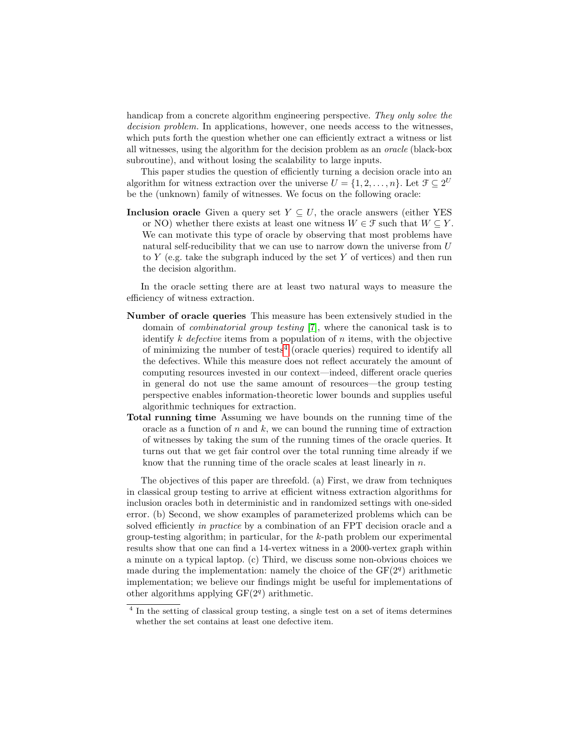handicap from a concrete algorithm engineering perspective. *They only solve the decision problem.* In applications, however, one needs access to the witnesses, which puts forth the question whether one can efficiently extract a witness or list all witnesses, using the algorithm for the decision problem as an *oracle* (black-box subroutine), and without losing the scalability to large inputs.

This paper studies the question of efficiently turning a decision oracle into an algorithm for witness extraction over the universe $U = \{1, 2, \ldots, n\}$. Let $\mathcal{F} \subseteq 2^U$ be the (unknown) family of witnesses. We focus on the following oracle:

**Inclusion oracle** Given a query set $Y \subseteq U$, the oracle answers (either YES or NO) whether there exists at least one witness $W \in \mathcal{F}$ such that $W \subseteq Y$. We can motivate this type of oracle by observing that most problems have natural self-reducibility that we can use to narrow down the universe from $U$ to $Y$ (e.g. take the subgraph induced by the set $Y$ of vertices) and then run the decision algorithm.

In the oracle setting there are at least two natural ways to measure the efficiency of witness extraction.

**Number of oracle queries** This measure has been extensively studied in the domain of *combinatorial group testing* [7], where the canonical task is to identify $k$ *defective* items from a population of $n$ items, with the objective of minimizing the number of tests[4] (oracle queries) required to identify all the defectives. While this measure does not reflect accurately the amount of computing resources invested in our context—indeed, different oracle queries in general do not use the same amount of resources—the group testing perspective enables information-theoretic lower bounds and supplies useful algorithmic techniques for extraction.

**Total running time** Assuming we have bounds on the running time of the oracle as a function of $n$ and $k$, we can bound the running time of extraction of witnesses by taking the sum of the running times of the oracle queries. It turns out that we get fair control over the total running time already if we know that the running time of the oracle scales at least linearly in $n$.

The objectives of this paper are threefold. (a) First, we draw from techniques in classical group testing to arrive at efficient witness extraction algorithms for inclusion oracles both in deterministic and in randomized settings with one-sided error. (b) Second, we show examples of parameterized problems which can be solved efficiently *in practice* by a combination of an FPT decision oracle and a group-testing algorithm; in particular, for the $k$-path problem our experimental results show that one can find a 14-vertex witness in a 2000-vertex graph within a minute on a typical laptop. (c) Third, we discuss some non-obvious choices we made during the implementation: namely the choice of the $\mathrm{GF}(2^q)$ arithmetic implementation; we believe our findings might be useful for implementations of other algorithms applying $\mathrm{GF}(2^q)$ arithmetic.

[4] In the setting of classical group testing, a single test on a set of items determines whether the set contains at least one defective item.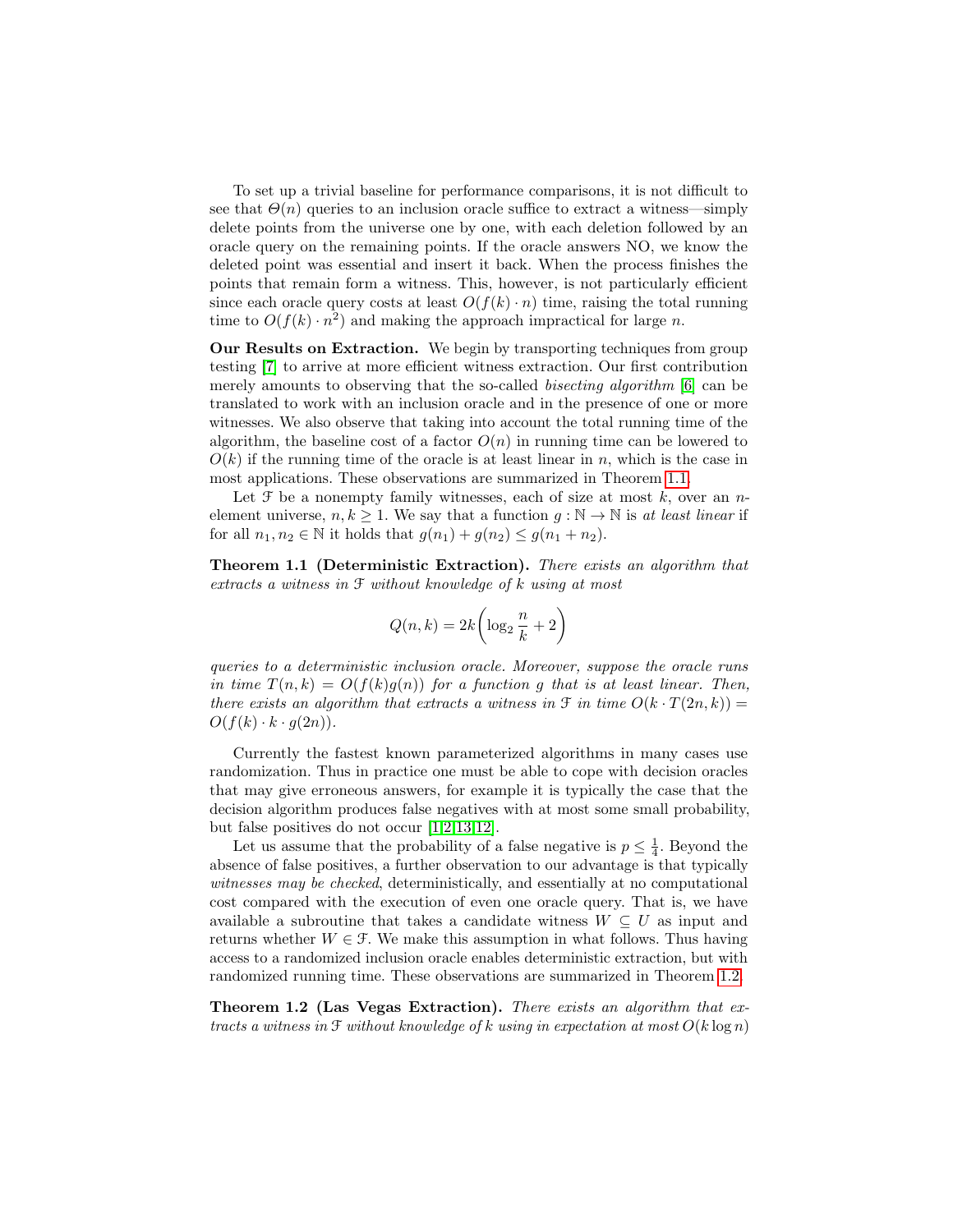To set up a trivial baseline for performance comparisons, it is not difficult to see that $\Theta(n)$ queries to an inclusion oracle suffice to extract a witness—simply delete points from the universe one by one, with each deletion followed by an oracle query on the remaining points. If the oracle answers NO, we know the deleted point was essential and insert it back. When the process finishes the points that remain form a witness. This, however, is not particularly efficient since each oracle query costs at least $O(f(k) \cdot n)$ time, raising the total running time to $O(f(k) \cdot n^2)$ and making the approach impractical for large $n$.

**Our Results on Extraction.** We begin by transporting techniques from group testing [7] to arrive at more efficient witness extraction. Our first contribution merely amounts to observing that the so-called *bisecting algorithm* [6] can be translated to work with an inclusion oracle and in the presence of one or more witnesses. We also observe that taking into account the total running time of the algorithm, the baseline cost of a factor $O(n)$ in running time can be lowered to $O(k)$ if the running time of the oracle is at least linear in $n$, which is the case in most applications. These observations are summarized in Theorem 1.1.

Let $\mathcal{F}$ be a nonempty family witnesses, each of size at most $k$, over an $n$-element universe, $n, k \geq 1$. We say that a function $g : \mathbb{N} \to \mathbb{N}$ is *at least linear* if for all $n_1, n_2 \in \mathbb{N}$ it holds that $g(n_1) + g(n_2) \leq g(n_1 + n_2)$.

**Theorem 1.1 (Deterministic Extraction).** *There exists an algorithm that extracts a witness in $\mathcal{F}$ without knowledge of $k$ using at most*

$$Q(n, k) = 2k\left(\log_2 \frac{n}{k} + 2\right)$$

*queries to a deterministic inclusion oracle. Moreover, suppose the oracle runs in time $T(n, k) = O(f(k)g(n))$ for a function $g$ that is at least linear. Then, there exists an algorithm that extracts a witness in $\mathcal{F}$ in time $O(k \cdot T(2n, k)) = O(f(k) \cdot k \cdot g(2n))$.*

Currently the fastest known parameterized algorithms in many cases use randomization. Thus in practice one must be able to cope with decision oracles that may give erroneous answers, for example it is typically the case that the decision algorithm produces false negatives with at most some small probability, but false positives do not occur [1,2,13,12].

Let us assume that the probability of a false negative is $p \leq \frac{1}{4}$. Beyond the absence of false positives, a further observation to our advantage is that typically *witnesses may be checked*, deterministically, and essentially at no computational cost compared with the execution of even one oracle query. That is, we have available a subroutine that takes a candidate witness $W \subseteq U$ as input and returns whether $W \in \mathcal{F}$. We make this assumption in what follows. Thus having access to a randomized inclusion oracle enables deterministic extraction, but with randomized running time. These observations are summarized in Theorem 1.2.

**Theorem 1.2 (Las Vegas Extraction).** *There exists an algorithm that extracts a witness in $\mathcal{F}$ without knowledge of $k$ using in expectation at most $O(k \log n)$*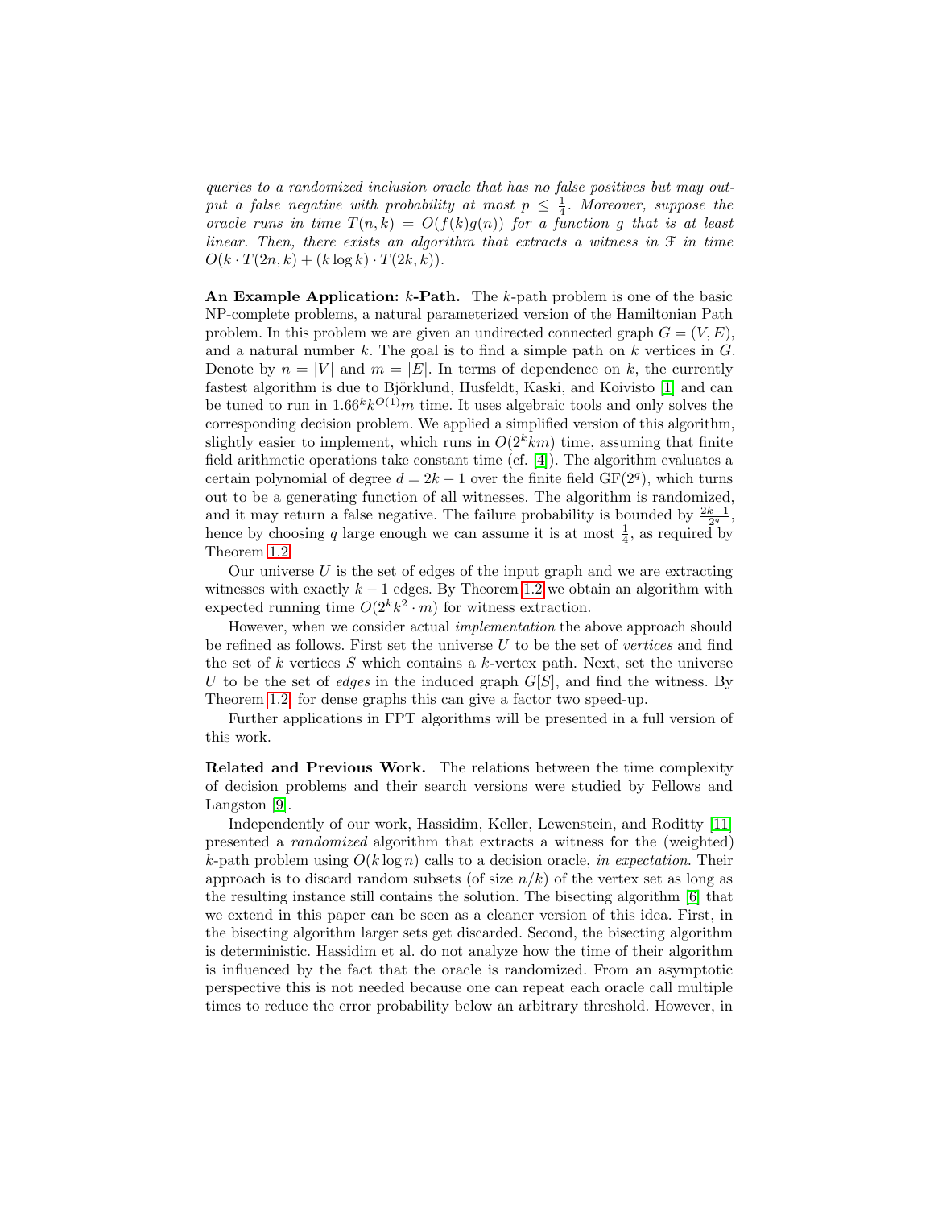*queries to a randomized inclusion oracle that has no false positives but may output a false negative with probability at most $p \leq \frac{1}{4}$. Moreover, suppose the oracle runs in time $T(n,k) = O(f(k)g(n))$ for a function $g$ that is at least linear. Then, there exists an algorithm that extracts a witness in $\mathcal{F}$ in time $O(k \cdot T(2n,k) + (k \log k) \cdot T(2k,k))$.*

**An Example Application: $k$-Path.** The $k$-path problem is one of the basic NP-complete problems, a natural parameterized version of the Hamiltonian Path problem. In this problem we are given an undirected connected graph $G = (V, E)$, and a natural number $k$. The goal is to find a simple path on $k$ vertices in $G$. Denote by $n = |V|$ and $m = |E|$. In terms of dependence on $k$, the currently fastest algorithm is due to Björklund, Husfeldt, Kaski, and Koivisto [1] and can be tuned to run in $1.66^k k^{O(1)} m$ time. It uses algebraic tools and only solves the corresponding decision problem. We applied a simplified version of this algorithm, slightly easier to implement, which runs in $O(2^k km)$ time, assuming that finite field arithmetic operations take constant time (cf. [4]). The algorithm evaluates a certain polynomial of degree $d = 2k - 1$ over the finite field $\mathrm{GF}(2^q)$, which turns out to be a generating function of all witnesses. The algorithm is randomized, and it may return a false negative. The failure probability is bounded by $\frac{2k-1}{2^q}$, hence by choosing $q$ large enough we can assume it is at most $\frac{1}{4}$, as required by Theorem 1.2.

Our universe $U$ is the set of edges of the input graph and we are extracting witnesses with exactly $k - 1$ edges. By Theorem 1.2 we obtain an algorithm with expected running time $O(2^k k^2 \cdot m)$ for witness extraction.

However, when we consider actual *implementation* the above approach should be refined as follows. First set the universe $U$ to be the set of *vertices* and find the set of $k$ vertices $S$ which contains a $k$-vertex path. Next, set the universe $U$ to be the set of *edges* in the induced graph $G[S]$, and find the witness. By Theorem 1.2, for dense graphs this can give a factor two speed-up.

Further applications in FPT algorithms will be presented in a full version of this work.

**Related and Previous Work.** The relations between the time complexity of decision problems and their search versions were studied by Fellows and Langston [9].

Independently of our work, Hassidim, Keller, Lewenstein, and Roditty [11] presented a *randomized* algorithm that extracts a witness for the (weighted) $k$-path problem using $O(k \log n)$ calls to a decision oracle, *in expectation*. Their approach is to discard random subsets (of size $n/k$) of the vertex set as long as the resulting instance still contains the solution. The bisecting algorithm [6] that we extend in this paper can be seen as a cleaner version of this idea. First, in the bisecting algorithm larger sets get discarded. Second, the bisecting algorithm is deterministic. Hassidim et al. do not analyze how the time of their algorithm is influenced by the fact that the oracle is randomized. From an asymptotic perspective this is not needed because one can repeat each oracle call multiple times to reduce the error probability below an arbitrary threshold. However, in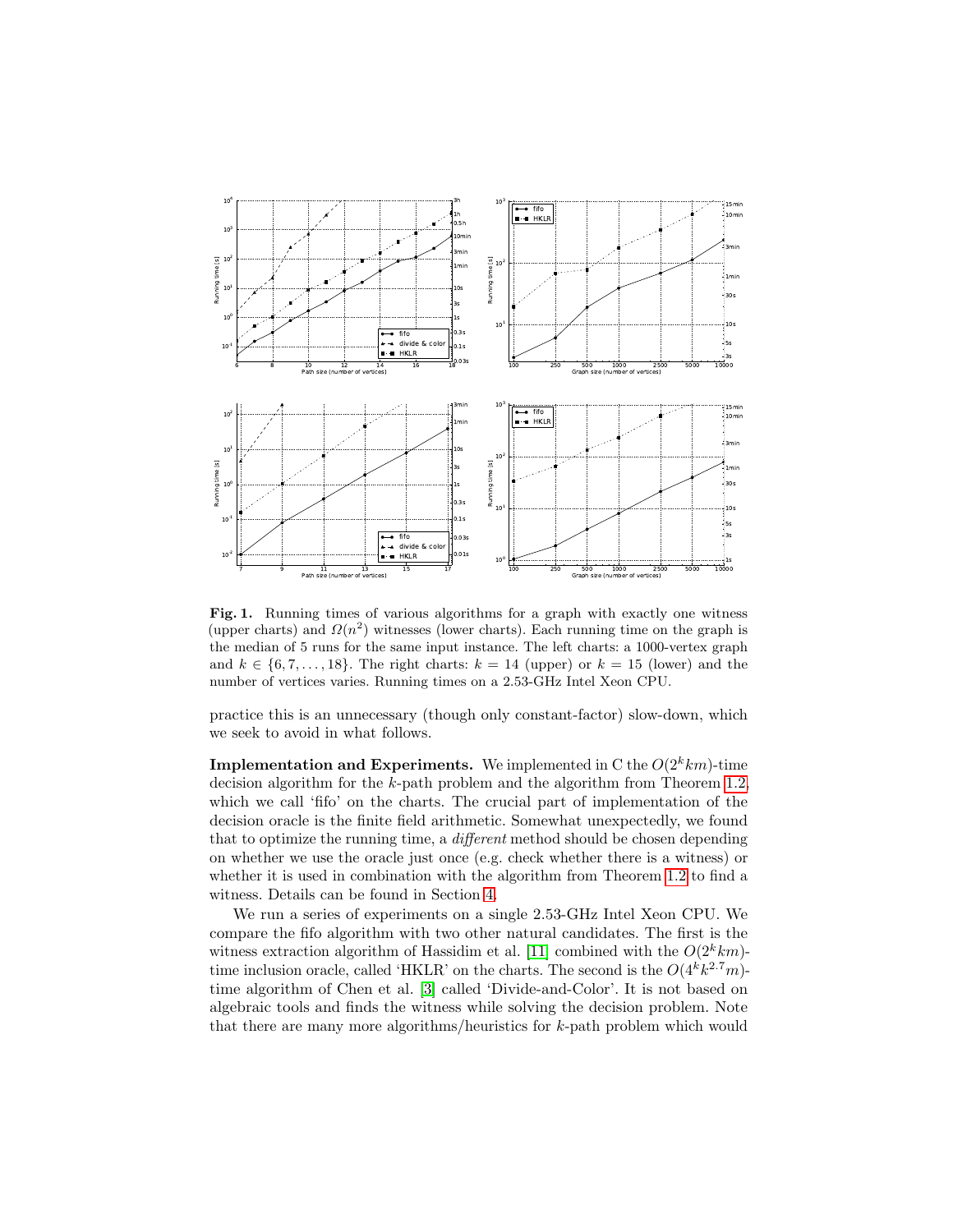Running time [s]

Path size (number of vertices)

fifo
divide & color
HKLR

Running time [s]

Graph size (number of vertices)

fifo
HKLR

Running time [s]

Path size (number of vertices)

fifo
divide & color
HKLR

Running time [s]

Graph size (number of vertices)

fifo
HKLR

**Fig. 1.** Running times of various algorithms for a graph with exactly one witness (upper charts) and $\Omega(n^2)$ witnesses (lower charts). Each running time on the graph is the median of 5 runs for the same input instance. The left charts: a 1000-vertex graph and $k \in \{6, 7, \ldots, 18\}$. The right charts: $k = 14$ (upper) or $k = 15$ (lower) and the number of vertices varies. Running times on a 2.53-GHz Intel Xeon CPU.

practice this is an unnecessary (though only constant-factor) slow-down, which we seek to avoid in what follows.

**Implementation and Experiments.** We implemented in C the $O(2^k km)$-time decision algorithm for the $k$-path problem and the algorithm from Theorem 1.2, which we call 'fifo' on the charts. The crucial part of implementation of the decision oracle is the finite field arithmetic. Somewhat unexpectedly, we found that to optimize the running time, a *different* method should be chosen depending on whether we use the oracle just once (e.g. check whether there is a witness) or whether it is used in combination with the algorithm from Theorem 1.2 to find a witness. Details can be found in Section 4.

We run a series of experiments on a single 2.53-GHz Intel Xeon CPU. We compare the fifo algorithm with two other natural candidates. The first is the witness extraction algorithm of Hassidim et al. [11] combined with the $O(2^k km)$-time inclusion oracle, called 'HKLR' on the charts. The second is the $O(4^k k^{2.7} m)$-time algorithm of Chen et al. [3] called 'Divide-and-Color'. It is not based on algebraic tools and finds the witness while solving the decision problem. Note that there are many more algorithms/heuristics for $k$-path problem which would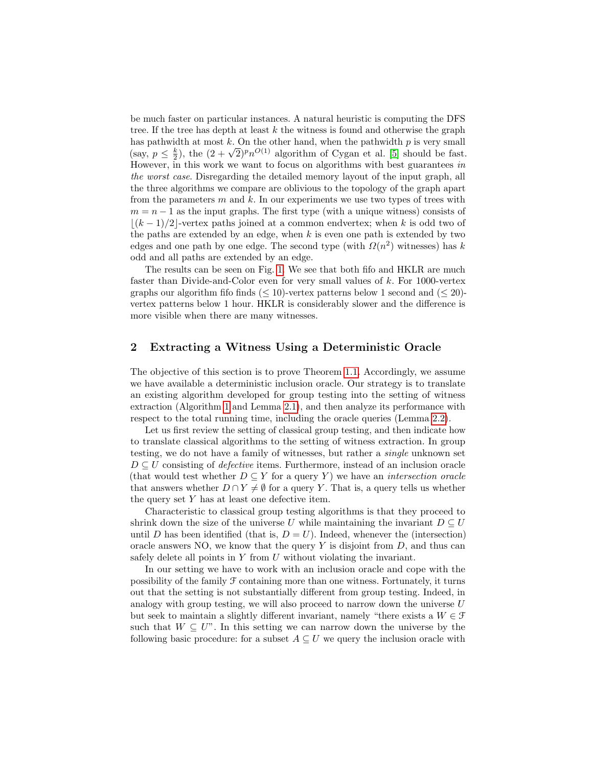be much faster on particular instances. A natural heuristic is computing the DFS tree. If the tree has depth at least $k$ the witness is found and otherwise the graph has pathwidth at most $k$. On the other hand, when the pathwidth $p$ is very small (say, $p \leq \frac{k}{2}$), the $(2+\sqrt{2})^p n^{O(1)}$ algorithm of Cygan et al. [5] should be fast. However, in this work we want to focus on algorithms with best guarantees *in the worst case*. Disregarding the detailed memory layout of the input graph, all the three algorithms we compare are oblivious to the topology of the graph apart from the parameters $m$ and $k$. In our experiments we use two types of trees with $m = n - 1$ as the input graphs. The first type (with a unique witness) consists of $\lfloor (k-1)/2 \rfloor$-vertex paths joined at a common endvertex; when $k$ is odd two of the paths are extended by an edge, when $k$ is even one path is extended by two edges and one path by one edge. The second type (with $\Omega(n^2)$ witnesses) has $k$ odd and all paths are extended by an edge.

The results can be seen on Fig. 1. We see that both fifo and HKLR are much faster than Divide-and-Color even for very small values of $k$. For 1000-vertex graphs our algorithm fifo finds ($\leq 10$)-vertex patterns below 1 second and ($\leq 20$)-vertex patterns below 1 hour. HKLR is considerably slower and the difference is more visible when there are many witnesses.

## 2 Extracting a Witness Using a Deterministic Oracle

The objective of this section is to prove Theorem 1.1. Accordingly, we assume we have available a deterministic inclusion oracle. Our strategy is to translate an existing algorithm developed for group testing into the setting of witness extraction (Algorithm 1 and Lemma 2.1), and then analyze its performance with respect to the total running time, including the oracle queries (Lemma 2.2).

Let us first review the setting of classical group testing, and then indicate how to translate classical algorithms to the setting of witness extraction. In group testing, we do not have a family of witnesses, but rather a *single* unknown set $D \subseteq U$ consisting of *defective* items. Furthermore, instead of an inclusion oracle (that would test whether $D \subseteq Y$ for a query $Y$) we have an *intersection oracle* that answers whether $D \cap Y \neq \emptyset$ for a query $Y$. That is, a query tells us whether the query set $Y$ has at least one defective item.

Characteristic to classical group testing algorithms is that they proceed to shrink down the size of the universe $U$ while maintaining the invariant $D \subseteq U$ until $D$ has been identified (that is, $D = U$). Indeed, whenever the (intersection) oracle answers NO, we know that the query $Y$ is disjoint from $D$, and thus can safely delete all points in $Y$ from $U$ without violating the invariant.

In our setting we have to work with an inclusion oracle and cope with the possibility of the family $\mathcal{F}$ containing more than one witness. Fortunately, it turns out that the setting is not substantially different from group testing. Indeed, in analogy with group testing, we will also proceed to narrow down the universe $U$ but seek to maintain a slightly different invariant, namely "there exists a $W \in \mathcal{F}$ such that $W \subseteq U$". In this setting we can narrow down the universe by the following basic procedure: for a subset $A \subseteq U$ we query the inclusion oracle with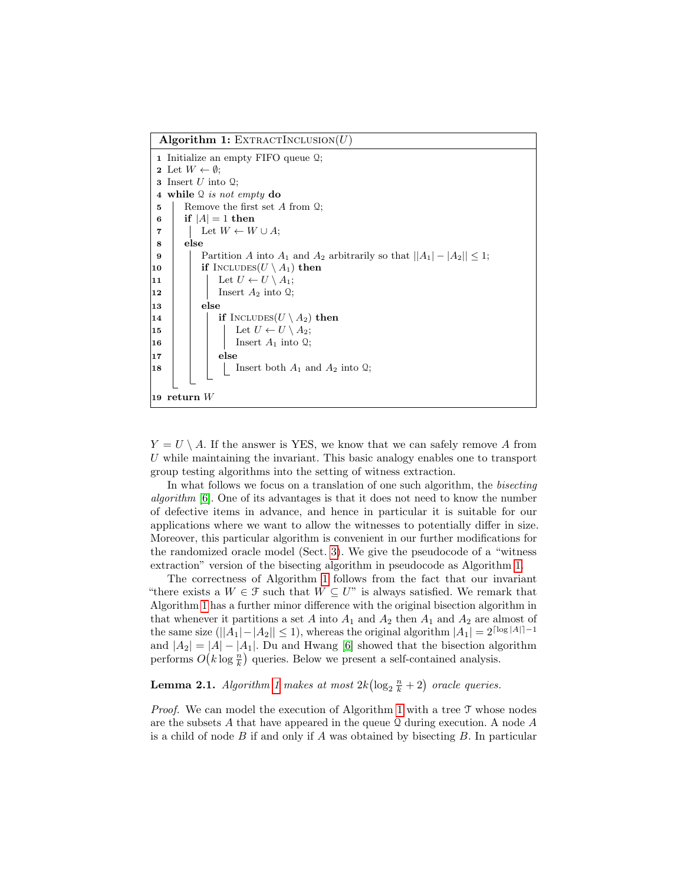**Algorithm 1:** ExtractInclusion($U$)

```
1  Initialize an empty FIFO queue Q;
2  Let W ← ∅;
3  Insert U into Q;
4  while Q is not empty do
5      Remove the first set A from Q;
6      if |A| = 1 then
7          Let W ← W ∪ A;
8      else
9          Partition A into A1 and A2 arbitrarily so that ||A1| − |A2|| ≤ 1;
10         if Includes(U \ A1) then
11             Let U ← U \ A1;
12             Insert A2 into Q;
13         else
14             if Includes(U \ A2) then
15                 Let U ← U \ A2;
16                 Insert A1 into Q;
17             else
18                 Insert both A1 and A2 into Q;
19 return W
```

$Y = U \setminus A$. If the answer is YES, we know that we can safely remove $A$ from $U$ while maintaining the invariant. This basic analogy enables one to transport group testing algorithms into the setting of witness extraction.

In what follows we focus on a translation of one such algorithm, the *bisecting algorithm* [6]. One of its advantages is that it does not need to know the number of defective items in advance, and hence in particular it is suitable for our applications where we want to allow the witnesses to potentially differ in size. Moreover, this particular algorithm is convenient in our further modifications for the randomized oracle model (Sect. 3). We give the pseudocode of a "witness extraction" version of the bisecting algorithm in pseudocode as Algorithm 1.

The correctness of Algorithm 1 follows from the fact that our invariant "there exists a $W \in \mathcal{F}$ such that $W \subseteq U$" is always satisfied. We remark that Algorithm 1 has a further minor difference with the original bisection algorithm in that whenever it partitions a set $A$ into $A_1$ and $A_2$ then $A_1$ and $A_2$ are almost of the same size ($||A_1| - |A_2|| \leq 1$), whereas the original algorithm $|A_1| = 2^{\lceil \log |A| \rceil - 1}$ and $|A_2| = |A| - |A_1|$. Du and Hwang [6] showed that the bisection algorithm performs $O\big(k \log \frac{n}{k}\big)$ queries. Below we present a self-contained analysis.

**Lemma 2.1.** *Algorithm 1 makes at most $2k\big(\log_2 \frac{n}{k} + 2\big)$ oracle queries.*

*Proof.* We can model the execution of Algorithm 1 with a tree $\mathcal{T}$ whose nodes are the subsets $A$ that have appeared in the queue $\mathcal{Q}$ during execution. A node $A$ is a child of node $B$ if and only if $A$ was obtained by bisecting $B$. In particular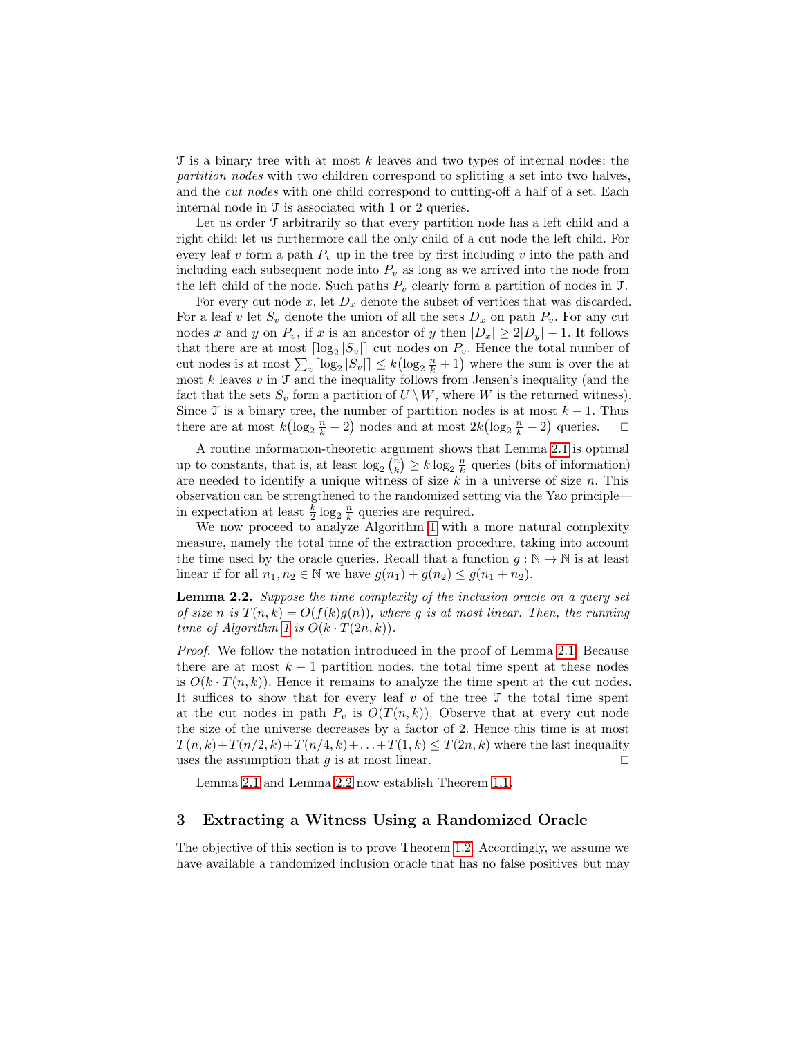$\mathcal{T}$ is a binary tree with at most $k$ leaves and two types of internal nodes: the *partition nodes* with two children correspond to splitting a set into two halves, and the *cut nodes* with one child correspond to cutting-off a half of a set. Each internal node in $\mathcal{T}$ is associated with 1 or 2 queries.

Let us order $\mathcal{T}$ arbitrarily so that every partition node has a left child and a right child; let us furthermore call the only child of a cut node the left child. For every leaf $v$ form a path $P_v$ up in the tree by first including $v$ into the path and including each subsequent node into $P_v$ as long as we arrived into the node from the left child of the node. Such paths $P_v$ clearly form a partition of nodes in $\mathcal{T}$.

For every cut node $x$, let $D_x$ denote the subset of vertices that was discarded. For a leaf $v$ let $S_v$ denote the union of all the sets $D_x$ on path $P_v$. For any cut nodes $x$ and $y$ on $P_v$, if $x$ is an ancestor of $y$ then $|D_x| \geq 2|D_y| - 1$. It follows that there are at most $\lceil \log_2 |S_v| \rceil$ cut nodes on $P_v$. Hence the total number of cut nodes is at most $\sum_v \lceil \log_2 |S_v| \rceil \leq k\bigl(\log_2 \frac{n}{k} + 1\bigr)$ where the sum is over the at most $k$ leaves $v$ in $\mathcal{T}$ and the inequality follows from Jensen's inequality (and the fact that the sets $S_v$ form a partition of $U \setminus W$, where $W$ is the returned witness). Since $\mathcal{T}$ is a binary tree, the number of partition nodes is at most $k - 1$. Thus there are at most $k\bigl(\log_2 \frac{n}{k} + 2\bigr)$ nodes and at most $2k\bigl(\log_2 \frac{n}{k} + 2\bigr)$ queries. $\square$

A routine information-theoretic argument shows that Lemma 2.1 is optimal up to constants, that is, at least $\log_2 \binom{n}{k} \geq k \log_2 \frac{n}{k}$ queries (bits of information) are needed to identify a unique witness of size $k$ in a universe of size $n$. This observation can be strengthened to the randomized setting via the Yao principle—in expectation at least $\frac{k}{2} \log_2 \frac{n}{k}$ queries are required.

We now proceed to analyze Algorithm 1 with a more natural complexity measure, namely the total time of the extraction procedure, taking into account the time used by the oracle queries. Recall that a function $g : \mathbb{N} \to \mathbb{N}$ is at least linear if for all $n_1, n_2 \in \mathbb{N}$ we have $g(n_1) + g(n_2) \leq g(n_1 + n_2)$.

**Lemma 2.2.** *Suppose the time complexity of the inclusion oracle on a query set of size $n$ is $T(n, k) = O(f(k)g(n))$, where $g$ is at most linear. Then, the running time of Algorithm 1 is $O(k \cdot T(2n, k))$.*

*Proof.* We follow the notation introduced in the proof of Lemma 2.1. Because there are at most $k - 1$ partition nodes, the total time spent at these nodes is $O(k \cdot T(n, k))$. Hence it remains to analyze the time spent at the cut nodes. It suffices to show that for every leaf $v$ of the tree $\mathcal{T}$ the total time spent at the cut nodes in path $P_v$ is $O(T(n, k))$. Observe that at every cut node the size of the universe decreases by a factor of 2. Hence this time is at most $T(n, k) + T(n/2, k) + T(n/4, k) + \ldots + T(1, k) \leq T(2n, k)$ where the last inequality uses the assumption that $g$ is at most linear. $\square$

Lemma 2.1 and Lemma 2.2 now establish Theorem 1.1.

## 3 Extracting a Witness Using a Randomized Oracle

The objective of this section is to prove Theorem 1.2. Accordingly, we assume we have available a randomized inclusion oracle that has no false positives but may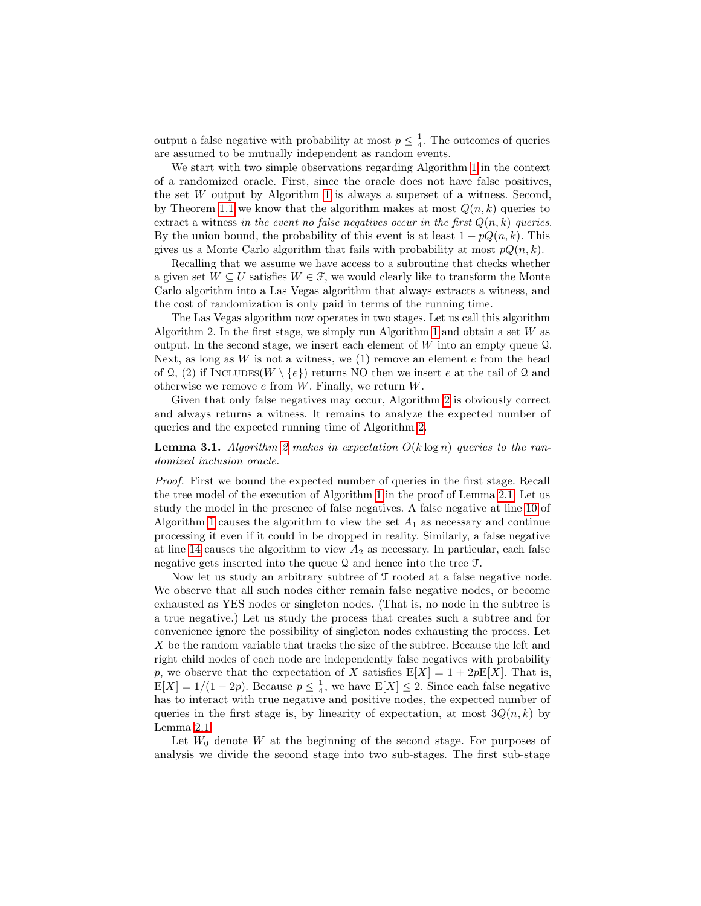output a false negative with probability at most $p \leq \frac{1}{4}$. The outcomes of queries are assumed to be mutually independent as random events.

We start with two simple observations regarding Algorithm 1 in the context of a randomized oracle. First, since the oracle does not have false positives, the set $W$ output by Algorithm 1 is always a superset of a witness. Second, by Theorem 1.1 we know that the algorithm makes at most $Q(n,k)$ queries to extract a witness *in the event no false negatives occur in the first* $Q(n,k)$ *queries*. By the union bound, the probability of this event is at least $1 - pQ(n,k)$. This gives us a Monte Carlo algorithm that fails with probability at most $pQ(n,k)$.

Recalling that we assume we have access to a subroutine that checks whether a given set $W \subseteq U$ satisfies $W \in \mathcal{F}$, we would clearly like to transform the Monte Carlo algorithm into a Las Vegas algorithm that always extracts a witness, and the cost of randomization is only paid in terms of the running time.

The Las Vegas algorithm now operates in two stages. Let us call this algorithm Algorithm 2. In the first stage, we simply run Algorithm 1 and obtain a set $W$ as output. In the second stage, we insert each element of $W$ into an empty queue $\mathcal{Q}$. Next, as long as $W$ is not a witness, we (1) remove an element $e$ from the head of $\mathcal{Q}$, (2) if INCLUDES($W \setminus \{e\}$) returns NO then we insert $e$ at the tail of $\mathcal{Q}$ and otherwise we remove $e$ from $W$. Finally, we return $W$.

Given that only false negatives may occur, Algorithm 2 is obviously correct and always returns a witness. It remains to analyze the expected number of queries and the expected running time of Algorithm 2.

**Lemma 3.1.** *Algorithm 2 makes in expectation* $O(k \log n)$ *queries to the randomized inclusion oracle.*

*Proof.* First we bound the expected number of queries in the first stage. Recall the tree model of the execution of Algorithm 1 in the proof of Lemma 2.1. Let us study the model in the presence of false negatives. A false negative at line 10 of Algorithm 1 causes the algorithm to view the set $A_1$ as necessary and continue processing it even if it could in be dropped in reality. Similarly, a false negative at line 14 causes the algorithm to view $A_2$ as necessary. In particular, each false negative gets inserted into the queue $\mathcal{Q}$ and hence into the tree $\mathcal{T}$.

Now let us study an arbitrary subtree of $\mathcal{T}$ rooted at a false negative node. We observe that all such nodes either remain false negative nodes, or become exhausted as YES nodes or singleton nodes. (That is, no node in the subtree is a true negative.) Let us study the process that creates such a subtree and for convenience ignore the possibility of singleton nodes exhausting the process. Let $X$ be the random variable that tracks the size of the subtree. Because the left and right child nodes of each node are independently false negatives with probability $p$, we observe that the expectation of $X$ satisfies $\mathrm{E}[X] = 1 + 2p\mathrm{E}[X]$. That is, $\mathrm{E}[X] = 1/(1-2p)$. Because $p \leq \frac{1}{4}$, we have $\mathrm{E}[X] \leq 2$. Since each false negative has to interact with true negative and positive nodes, the expected number of queries in the first stage is, by linearity of expectation, at most $3Q(n,k)$ by Lemma 2.1.

Let $W_0$ denote $W$ at the beginning of the second stage. For purposes of analysis we divide the second stage into two sub-stages. The first sub-stage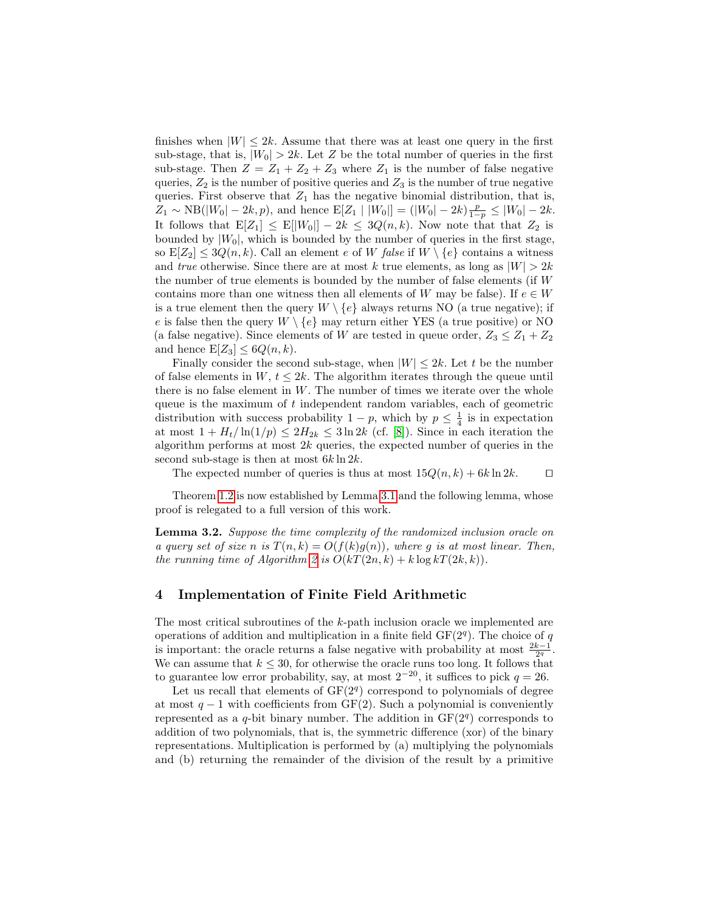finishes when $|W| \leq 2k$. Assume that there was at least one query in the first sub-stage, that is, $|W_0| > 2k$. Let $Z$ be the total number of queries in the first sub-stage. Then $Z = Z_1 + Z_2 + Z_3$ where $Z_1$ is the number of false negative queries, $Z_2$ is the number of positive queries and $Z_3$ is the number of true negative queries. First observe that $Z_1$ has the negative binomial distribution, that is, $Z_1 \sim \mathrm{NB}(|W_0| - 2k, p)$, and hence $\mathrm{E}[Z_1 \mid |W_0|] = (|W_0| - 2k)\frac{p}{1-p} \leq |W_0| - 2k$. It follows that $\mathrm{E}[Z_1] \leq \mathrm{E}[|W_0|] - 2k \leq 3Q(n,k)$. Now note that that $Z_2$ is bounded by $|W_0|$, which is bounded by the number of queries in the first stage, so $\mathrm{E}[Z_2] \leq 3Q(n,k)$. Call an element $e$ of $W$ *false* if $W \setminus \{e\}$ contains a witness and *true* otherwise. Since there are at most $k$ true elements, as long as $|W| > 2k$ the number of true elements is bounded by the number of false elements (if $W$ contains more than one witness then all elements of $W$ may be false). If $e \in W$ is a true element then the query $W \setminus \{e\}$ always returns NO (a true negative); if $e$ is false then the query $W \setminus \{e\}$ may return either YES (a true positive) or NO (a false negative). Since elements of $W$ are tested in queue order, $Z_3 \leq Z_1 + Z_2$ and hence $\mathrm{E}[Z_3] \leq 6Q(n,k)$.

Finally consider the second sub-stage, when $|W| \leq 2k$. Let $t$ be the number of false elements in $W$, $t \leq 2k$. The algorithm iterates through the queue until there is no false element in $W$. The number of times we iterate over the whole queue is the maximum of $t$ independent random variables, each of geometric distribution with success probability $1 - p$, which by $p \leq \frac{1}{4}$ is in expectation at most $1 + H_t/\ln(1/p) \leq 2H_{2k} \leq 3\ln 2k$ (cf. [8]). Since in each iteration the algorithm performs at most $2k$ queries, the expected number of queries in the second sub-stage is then at most $6k\ln 2k$.

The expected number of queries is thus at most $15Q(n,k) + 6k\ln 2k$. □

Theorem 1.2 is now established by Lemma 3.1 and the following lemma, whose proof is relegated to a full version of this work.

**Lemma 3.2.** *Suppose the time complexity of the randomized inclusion oracle on a query set of size $n$ is $T(n,k) = O(f(k)g(n))$, where $g$ is at most linear. Then, the running time of Algorithm 2 is $O(kT(2n,k) + k\log kT(2k,k))$.*

## 4 Implementation of Finite Field Arithmetic

The most critical subroutines of the $k$-path inclusion oracle we implemented are operations of addition and multiplication in a finite field $\mathrm{GF}(2^q)$. The choice of $q$ is important: the oracle returns a false negative with probability at most $\frac{2k-1}{2^q}$. We can assume that $k \leq 30$, for otherwise the oracle runs too long. It follows that to guarantee low error probability, say, at most $2^{-20}$, it suffices to pick $q = 26$.

Let us recall that elements of $\mathrm{GF}(2^q)$ correspond to polynomials of degree at most $q - 1$ with coefficients from $\mathrm{GF}(2)$. Such a polynomial is conveniently represented as a $q$-bit binary number. The addition in $\mathrm{GF}(2^q)$ corresponds to addition of two polynomials, that is, the symmetric difference (xor) of the binary representations. Multiplication is performed by (a) multiplying the polynomials and (b) returning the remainder of the division of the result by a primitive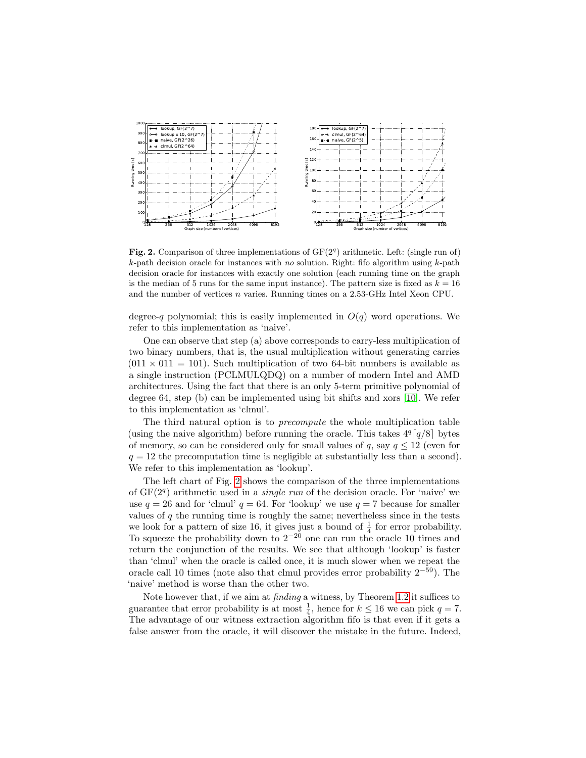1000
900
800
700
600
500
400
300
200
100
0

lookup, GF(2^7)
lookup x 10, GF(2^7)
naive, GF(2^26)
clmul, GF(2^64)

Running time [s]

128 256 512 1024 2048 4096 8192

Graph size (number of vertices)

180
160
140
120
100
80
60
40
20
0

lookup, GF(2^7)
clmul, GF(2^64)
naive, GF(2^5)

Running time [s]

128 256 512 1024 2048 4096 8192

Graph size (number of vertices)

**Fig. 2.** Comparison of three implementations of $\mathrm{GF}(2^q)$ arithmetic. Left: (single run of) $k$-path decision oracle for instances with *no* solution. Right: fifo algorithm using $k$-path decision oracle for instances with exactly one solution (each running time on the graph is the median of 5 runs for the same input instance). The pattern size is fixed as $k = 16$ and the number of vertices $n$ varies. Running times on a 2.53-GHz Intel Xeon CPU.

degree-$q$ polynomial; this is easily implemented in $O(q)$ word operations. We refer to this implementation as 'naive'.

One can observe that step (a) above corresponds to carry-less multiplication of two binary numbers, that is, the usual multiplication without generating carries ($011 \times 011 = 101$). Such multiplication of two 64-bit numbers is available as a single instruction (PCLMULQDQ) on a number of modern Intel and AMD architectures. Using the fact that there is an only 5-term primitive polynomial of degree 64, step (b) can be implemented using bit shifts and xors [10]. We refer to this implementation as 'clmul'.

The third natural option is to *precompute* the whole multiplication table (using the naive algorithm) before running the oracle. This takes $4^q\lceil q/8\rceil$ bytes of memory, so can be considered only for small values of $q$, say $q \leq 12$ (even for $q = 12$ the precomputation time is negligible at substantially less than a second). We refer to this implementation as 'lookup'.

The left chart of Fig. 2 shows the comparison of the three implementations of $\mathrm{GF}(2^q)$ arithmetic used in a *single run* of the decision oracle. For 'naive' we use $q = 26$ and for 'clmul' $q = 64$. For 'lookup' we use $q = 7$ because for smaller values of $q$ the running time is roughly the same; nevertheless since in the tests we look for a pattern of size 16, it gives just a bound of $\frac{1}{4}$ for error probability. To squeeze the probability down to $2^{-20}$ one can run the oracle 10 times and return the conjunction of the results. We see that although 'lookup' is faster than 'clmul' when the oracle is called once, it is much slower when we repeat the oracle call 10 times (note also that clmul provides error probability $2^{-59}$). The 'naive' method is worse than the other two.

Note however that, if we aim at *finding* a witness, by Theorem 1.2 it suffices to guarantee that error probability is at most $\frac{1}{4}$, hence for $k \leq 16$ we can pick $q = 7$. The advantage of our witness extraction algorithm fifo is that even if it gets a false answer from the oracle, it will discover the mistake in the future. Indeed,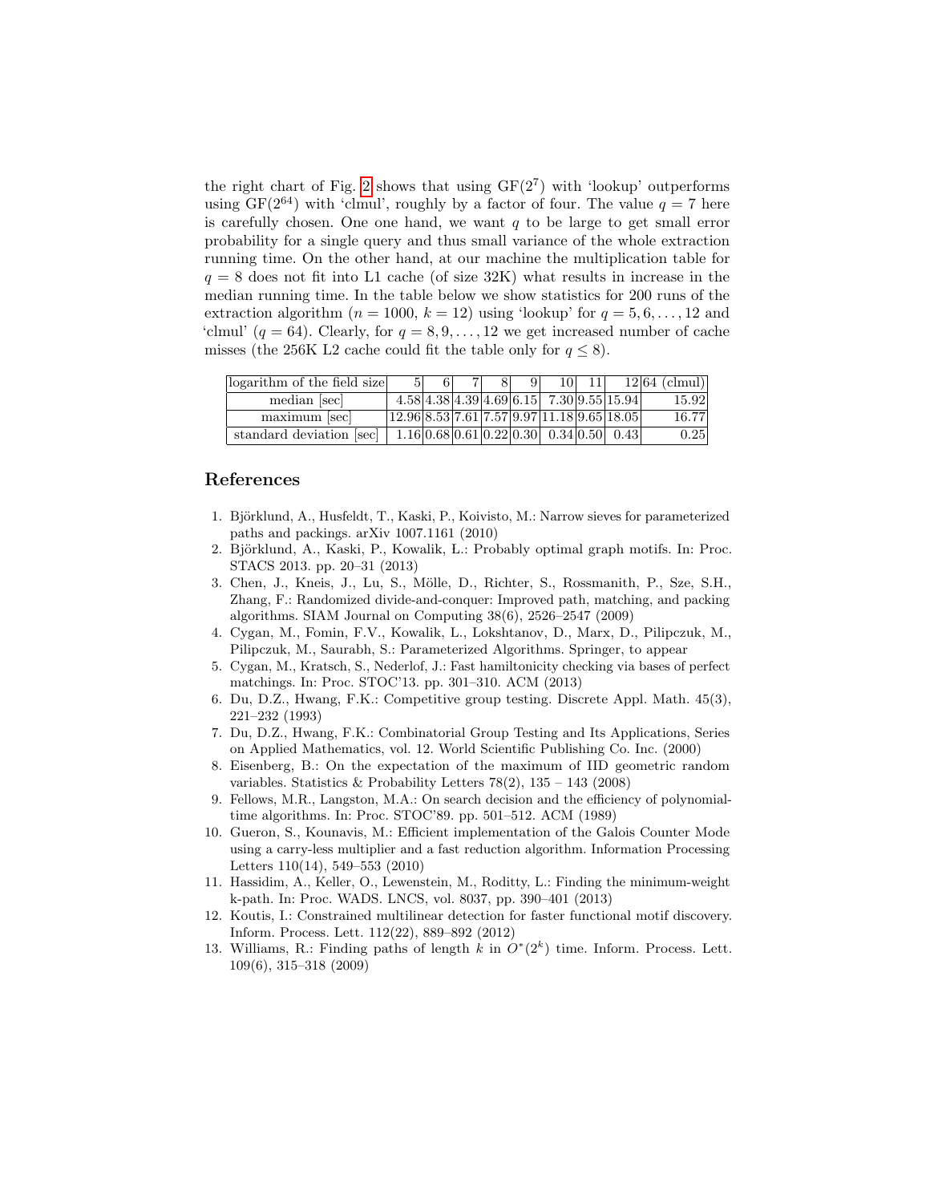the right chart of Fig. 2 shows that using $GF(2^7)$ with 'lookup' outperforms using $GF(2^{64})$ with 'clmul', roughly by a factor of four. The value $q = 7$ here is carefully chosen. One one hand, we want $q$ to be large to get small error probability for a single query and thus small variance of the whole extraction running time. On the other hand, at our machine the multiplication table for $q = 8$ does not fit into L1 cache (of size 32K) what results in increase in the median running time. In the table below we show statistics for 200 runs of the extraction algorithm ($n = 1000$, $k = 12$) using 'lookup' for $q = 5, 6, \ldots, 12$ and 'clmul' ($q = 64$). Clearly, for $q = 8, 9, \ldots, 12$ we get increased number of cache misses (the 256K L2 cache could fit the table only for $q \leq 8$).

| logarithm of the field size | 5 | 6 | 7 | 8 | 9 | 10 | 11 | 12 | 64 (clmul) |
|---|---|---|---|---|---|---|---|---|---|
| median [sec] | 4.58 | 4.38 | 4.39 | 4.69 | 6.15 | 7.30 | 9.55 | 15.94 | 15.92 |
| maximum [sec] | 12.96 | 8.53 | 7.61 | 7.57 | 9.97 | 11.18 | 9.65 | 18.05 | 16.77 |
| standard deviation [sec] | 1.16 | 0.68 | 0.61 | 0.22 | 0.30 | 0.34 | 0.50 | 0.43 | 0.25 |

## References

1. Björklund, A., Husfeldt, T., Kaski, P., Koivisto, M.: Narrow sieves for parameterized paths and packings. arXiv 1007.1161 (2010)
2. Björklund, A., Kaski, P., Kowalik, L.: Probably optimal graph motifs. In: Proc. STACS 2013. pp. 20–31 (2013)
3. Chen, J., Kneis, J., Lu, S., Mölle, D., Richter, S., Rossmanith, P., Sze, S.H., Zhang, F.: Randomized divide-and-conquer: Improved path, matching, and packing algorithms. SIAM Journal on Computing 38(6), 2526–2547 (2009)
4. Cygan, M., Fomin, F.V., Kowalik, L., Lokshtanov, D., Marx, D., Pilipczuk, M., Pilipczuk, M., Saurabh, S.: Parameterized Algorithms. Springer, to appear
5. Cygan, M., Kratsch, S., Nederlof, J.: Fast hamiltonicity checking via bases of perfect matchings. In: Proc. STOC'13. pp. 301–310. ACM (2013)
6. Du, D.Z., Hwang, F.K.: Competitive group testing. Discrete Appl. Math. 45(3), 221–232 (1993)
7. Du, D.Z., Hwang, F.K.: Combinatorial Group Testing and Its Applications, Series on Applied Mathematics, vol. 12. World Scientific Publishing Co. Inc. (2000)
8. Eisenberg, B.: On the expectation of the maximum of IID geometric random variables. Statistics & Probability Letters 78(2), 135 – 143 (2008)
9. Fellows, M.R., Langston, M.A.: On search decision and the efficiency of polynomial-time algorithms. In: Proc. STOC'89. pp. 501–512. ACM (1989)
10. Gueron, S., Kounavis, M.: Efficient implementation of the Galois Counter Mode using a carry-less multiplier and a fast reduction algorithm. Information Processing Letters 110(14), 549–553 (2010)
11. Hassidim, A., Keller, O., Lewenstein, M., Roditty, L.: Finding the minimum-weight k-path. In: Proc. WADS. LNCS, vol. 8037, pp. 390–401 (2013)
12. Koutis, I.: Constrained multilinear detection for faster functional motif discovery. Inform. Process. Lett. 112(22), 889–892 (2012)
13. Williams, R.: Finding paths of length $k$ in $O^*(2^k)$ time. Inform. Process. Lett. 109(6), 315–318 (2009)